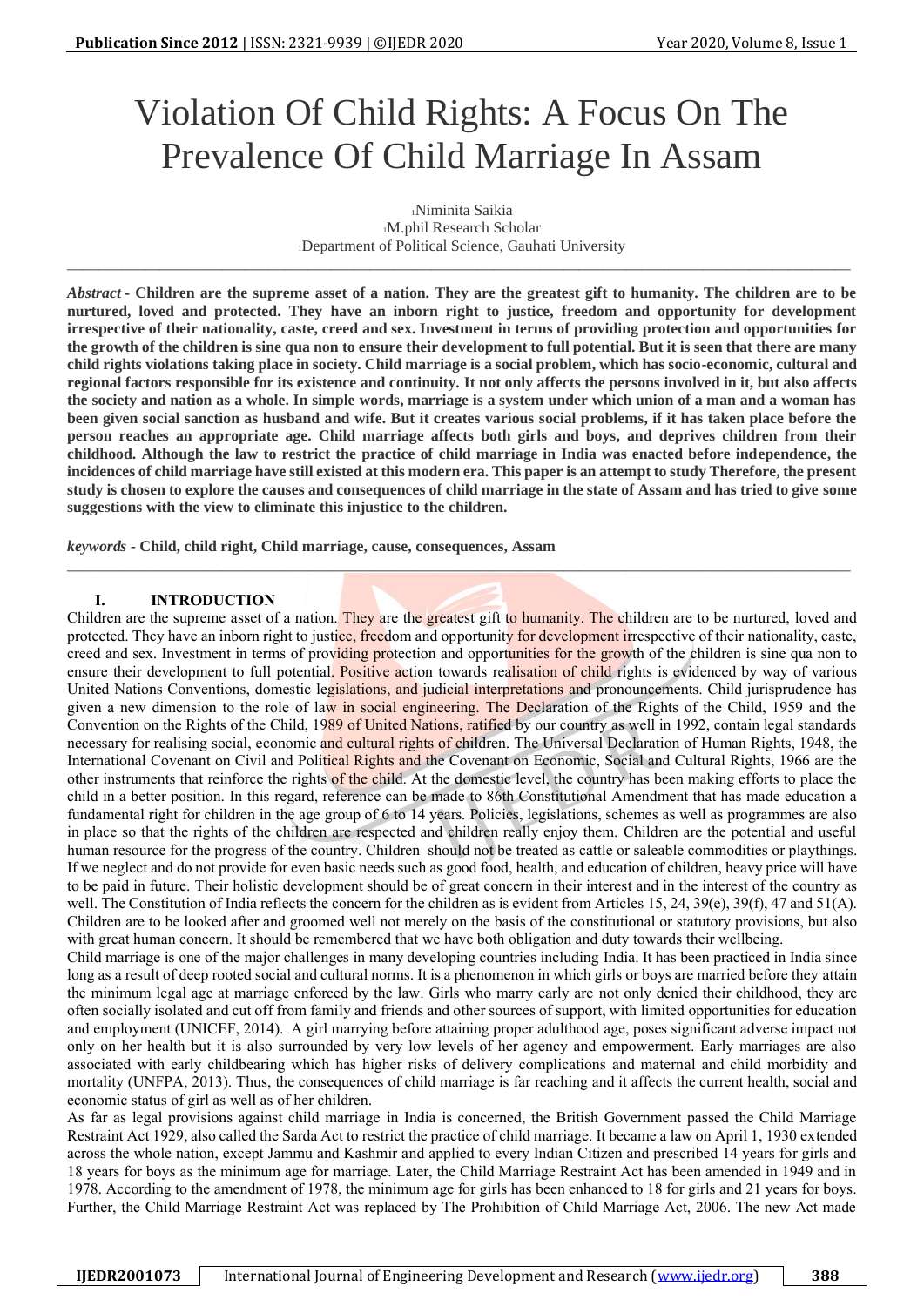# Violation Of Child Rights: A Focus On The Prevalence Of Child Marriage In Assam

[1]Niminita Saikia
[1]M.phil Research Scholar
[1]Department of Political Science, Gauhati University

---

***Abstract*** - **Children are the supreme asset of a nation. They are the greatest gift to humanity. The children are to be nurtured, loved and protected. They have an inborn right to justice, freedom and opportunity for development irrespective of their nationality, caste, creed and sex. Investment in terms of providing protection and opportunities for the growth of the children is sine qua non to ensure their development to full potential. But it is seen that there are many child rights violations taking place in society. Child marriage is a social problem, which has socio-economic, cultural and regional factors responsible for its existence and continuity. It not only affects the persons involved in it, but also affects the society and nation as a whole. In simple words, marriage is a system under which union of a man and a woman has been given social sanction as husband and wife. But it creates various social problems, if it has taken place before the person reaches an appropriate age. Child marriage affects both girls and boys, and deprives children from their childhood. Although the law to restrict the practice of child marriage in India was enacted before independence, the incidences of child marriage have still existed at this modern era. This paper is an attempt to study Therefore, the present study is chosen to explore the causes and consequences of child marriage in the state of Assam and has tried to give some suggestions with the view to eliminate this injustice to the children.**

***keywords*** - **Child, child right, Child marriage, cause, consequences, Assam**

---

## I. INTRODUCTION

Children are the supreme asset of a nation. They are the greatest gift to humanity. The children are to be nurtured, loved and protected. They have an inborn right to justice, freedom and opportunity for development irrespective of their nationality, caste, creed and sex. Investment in terms of providing protection and opportunities for the growth of the children is sine qua non to ensure their development to full potential. Positive action towards realisation of child rights is evidenced by way of various United Nations Conventions, domestic legislations, and judicial interpretations and pronouncements. Child jurisprudence has given a new dimension to the role of law in social engineering. The Declaration of the Rights of the Child, 1959 and the Convention on the Rights of the Child, 1989 of United Nations, ratified by our country as well in 1992, contain legal standards necessary for realising social, economic and cultural rights of children. The Universal Declaration of Human Rights, 1948, the International Covenant on Civil and Political Rights and the Covenant on Economic, Social and Cultural Rights, 1966 are the other instruments that reinforce the rights of the child. At the domestic level, the country has been making efforts to place the child in a better position. In this regard, reference can be made to 86th Constitutional Amendment that has made education a fundamental right for children in the age group of 6 to 14 years. Policies, legislations, schemes as well as programmes are also in place so that the rights of the children are respected and children really enjoy them. Children are the potential and useful human resource for the progress of the country. Children should not be treated as cattle or saleable commodities or playthings. If we neglect and do not provide for even basic needs such as good food, health, and education of children, heavy price will have to be paid in future. Their holistic development should be of great concern in their interest and in the interest of the country as well. The Constitution of India reflects the concern for the children as is evident from Articles 15, 24, 39(e), 39(f), 47 and 51(A). Children are to be looked after and groomed well not merely on the basis of the constitutional or statutory provisions, but also with great human concern. It should be remembered that we have both obligation and duty towards their wellbeing.

Child marriage is one of the major challenges in many developing countries including India. It has been practiced in India since long as a result of deep rooted social and cultural norms. It is a phenomenon in which girls or boys are married before they attain the minimum legal age at marriage enforced by the law. Girls who marry early are not only denied their childhood, they are often socially isolated and cut off from family and friends and other sources of support, with limited opportunities for education and employment (UNICEF, 2014). A girl marrying before attaining proper adulthood age, poses significant adverse impact not only on her health but it is also surrounded by very low levels of her agency and empowerment. Early marriages are also associated with early childbearing which has higher risks of delivery complications and maternal and child morbidity and mortality (UNFPA, 2013). Thus, the consequences of child marriage is far reaching and it affects the current health, social and economic status of girl as well as of her children.

As far as legal provisions against child marriage in India is concerned, the British Government passed the Child Marriage Restraint Act 1929, also called the Sarda Act to restrict the practice of child marriage. It became a law on April 1, 1930 extended across the whole nation, except Jammu and Kashmir and applied to every Indian Citizen and prescribed 14 years for girls and 18 years for boys as the minimum age for marriage. Later, the Child Marriage Restraint Act has been amended in 1949 and in 1978. According to the amendment of 1978, the minimum age for girls has been enhanced to 18 for girls and 21 years for boys. Further, the Child Marriage Restraint Act was replaced by The Prohibition of Child Marriage Act, 2006. The new Act made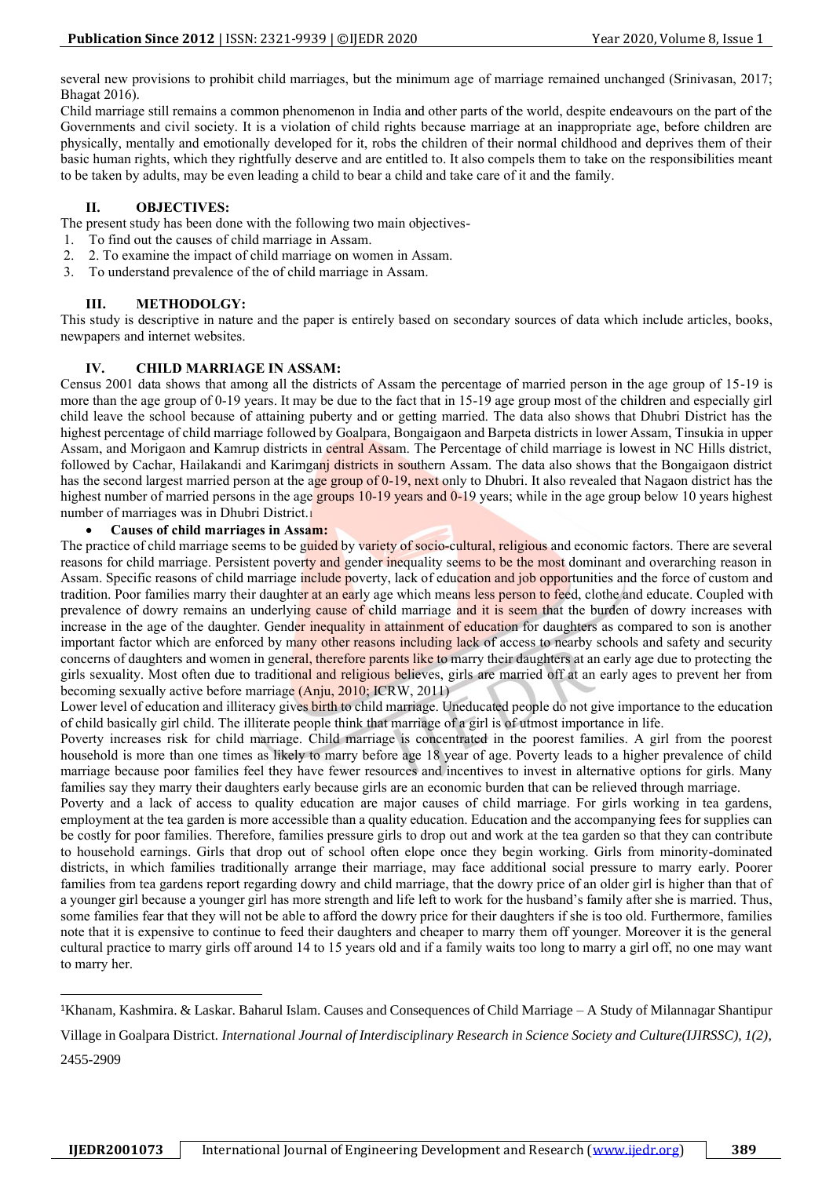several new provisions to prohibit child marriages, but the minimum age of marriage remained unchanged (Srinivasan, 2017; Bhagat 2016).

Child marriage still remains a common phenomenon in India and other parts of the world, despite endeavours on the part of the Governments and civil society. It is a violation of child rights because marriage at an inappropriate age, before children are physically, mentally and emotionally developed for it, robs the children of their normal childhood and deprives them of their basic human rights, which they rightfully deserve and are entitled to. It also compels them to take on the responsibilities meant to be taken by adults, may be even leading a child to bear a child and take care of it and the family.

## II. OBJECTIVES:

The present study has been done with the following two main objectives-

1. To find out the causes of child marriage in Assam.
2. 2. To examine the impact of child marriage on women in Assam.
3. To understand prevalence of the of child marriage in Assam.

## III. METHODOLGY:

This study is descriptive in nature and the paper is entirely based on secondary sources of data which include articles, books, newpapers and internet websites.

## IV. CHILD MARRIAGE IN ASSAM:

Census 2001 data shows that among all the districts of Assam the percentage of married person in the age group of 15-19 is more than the age group of 0-19 years. It may be due to the fact that in 15-19 age group most of the children and especially girl child leave the school because of attaining puberty and or getting married. The data also shows that Dhubri District has the highest percentage of child marriage followed by Goalpara, Bongaigaon and Barpeta districts in lower Assam, Tinsukia in upper Assam, and Morigaon and Kamrup districts in central Assam. The Percentage of child marriage is lowest in NC Hills district, followed by Cachar, Hailakandi and Karimganj districts in southern Assam. The data also shows that the Bongaigaon district has the second largest married person at the age group of 0-19, next only to Dhubri. It also revealed that Nagaon district has the highest number of married persons in the age groups 10-19 years and 0-19 years; while in the age group below 10 years highest number of marriages was in Dhubri District.[1]

- **Causes of child marriages in Assam:**

The practice of child marriage seems to be guided by variety of socio-cultural, religious and economic factors. There are several reasons for child marriage. Persistent poverty and gender inequality seems to be the most dominant and overarching reason in Assam. Specific reasons of child marriage include poverty, lack of education and job opportunities and the force of custom and tradition. Poor families marry their daughter at an early age which means less person to feed, clothe and educate. Coupled with prevalence of dowry remains an underlying cause of child marriage and it is seem that the burden of dowry increases with increase in the age of the daughter. Gender inequality in attainment of education for daughters as compared to son is another important factor which are enforced by many other reasons including lack of access to nearby schools and safety and security concerns of daughters and women in general, therefore parents like to marry their daughters at an early age due to protecting the girls sexuality. Most often due to traditional and religious believes, girls are married off at an early ages to prevent her from becoming sexually active before marriage (Anju, 2010; ICRW, 2011)

Lower level of education and illetracy gives birth to child marriage. Uneducated people do not give importance to the education of child basically girl child. The illiterate people think that marriage of a girl is of utmost importance in life.

Poverty increases risk for child marriage. Child marriage is concentrated in the poorest families. A girl from the poorest household is more than one times as likely to marry before age 18 year of age. Poverty leads to a higher prevalence of child marriage because poor families feel they have fewer resources and incentives to invest in alternative options for girls. Many families say they marry their daughters early because girls are an economic burden that can be relieved through marriage.

Poverty and a lack of access to quality education are major causes of child marriage. For girls working in tea gardens, employment at the tea garden is more accessible than a quality education. Education and the accompanying fees for supplies can be costly for poor families. Therefore, families pressure girls to drop out and work at the tea garden so that they can contribute to household earnings. Girls that drop out of school often elope once they begin working. Girls from minority-dominated districts, in which families traditionally arrange their marriage, may face additional social pressure to marry early. Poorer families from tea gardens report regarding dowry and child marriage, that the dowry price of an older girl is higher than that of a younger girl because a younger girl has more strength and life left to work for the husband's family after she is married. Thus, some families fear that they will not be able to afford the dowry price for their daughters if she is too old. Furthermore, families note that it is expensive to continue to feed their daughters and cheaper to marry them off younger. Moreover it is the general cultural practice to marry girls off around 14 to 15 years old and if a family waits too long to marry a girl off, no one may want to marry her.

---

[1]Khanam, Kashmira. & Laskar. Baharul Islam. Causes and Consequences of Child Marriage – A Study of Milannagar Shantipur Village in Goalpara District. *International Journal of Interdisciplinary Research in Science Society and Culture(IJIRSSC), 1(2),* 2455-2909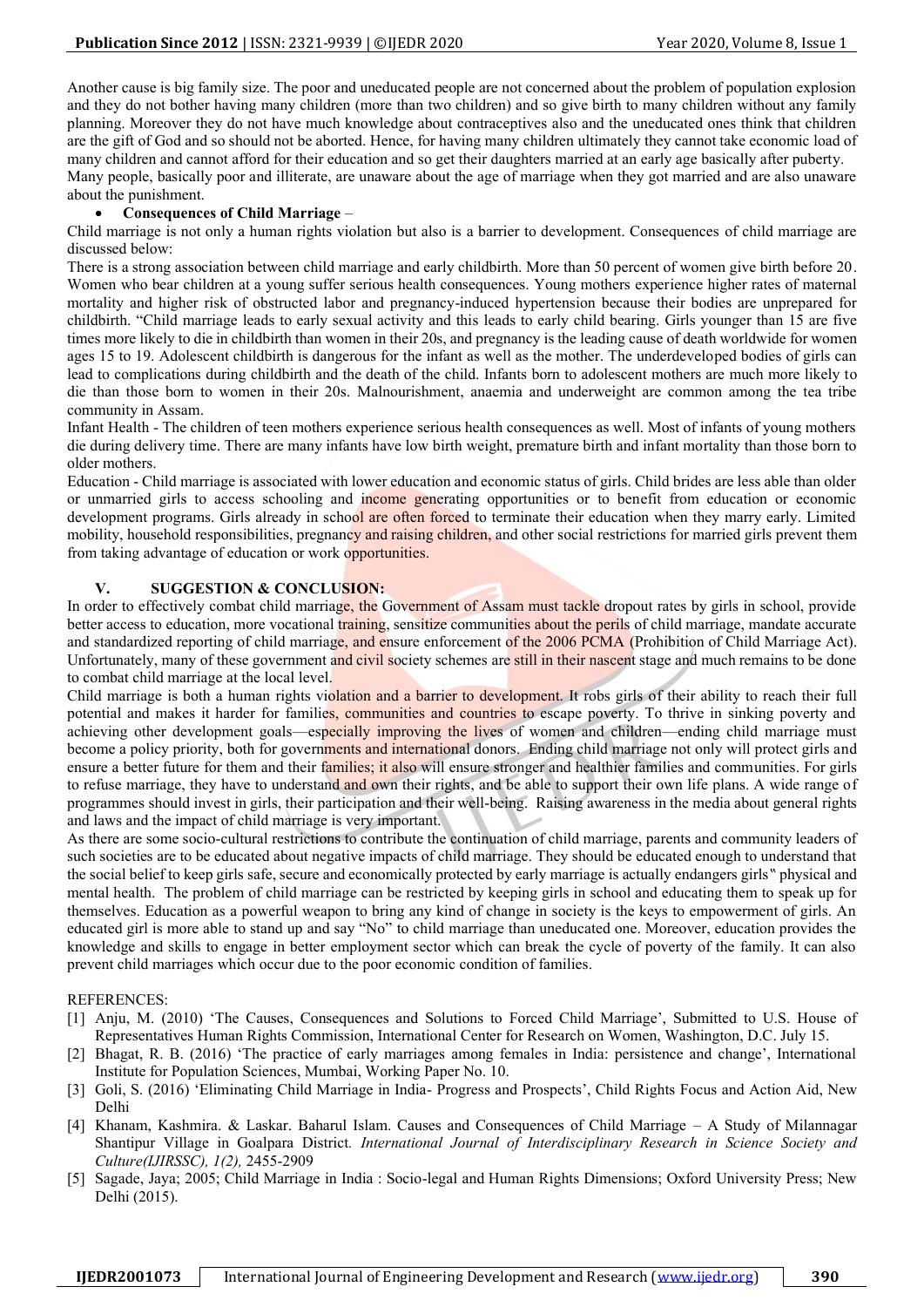Another cause is big family size. The poor and uneducated people are not concerned about the problem of population explosion and they do not bother having many children (more than two children) and so give birth to many children without any family planning. Moreover they do not have much knowledge about contraceptives also and the uneducated ones think that children are the gift of God and so should not be aborted. Hence, for having many children ultimately they cannot take economic load of many children and cannot afford for their education and so get their daughters married at an early age basically after puberty. Many people, basically poor and illiterate, are unaware about the age of marriage when they got married and are also unaware about the punishment.

- **Consequences of Child Marriage** –

Child marriage is not only a human rights violation but also is a barrier to development. Consequences of child marriage are discussed below:

There is a strong association between child marriage and early childbirth. More than 50 percent of women give birth before 20. Women who bear children at a young suffer serious health consequences. Young mothers experience higher rates of maternal mortality and higher risk of obstructed labor and pregnancy-induced hypertension because their bodies are unprepared for childbirth. "Child marriage leads to early sexual activity and this leads to early child bearing. Girls younger than 15 are five times more likely to die in childbirth than women in their 20s, and pregnancy is the leading cause of death worldwide for women ages 15 to 19. Adolescent childbirth is dangerous for the infant as well as the mother. The underdeveloped bodies of girls can lead to complications during childbirth and the death of the child. Infants born to adolescent mothers are much more likely to die than those born to women in their 20s. Malnourishment, anaemia and underweight are common among the tea tribe community in Assam.

Infant Health - The children of teen mothers experience serious health consequences as well. Most of infants of young mothers die during delivery time. There are many infants have low birth weight, premature birth and infant mortality than those born to older mothers.

Education - Child marriage is associated with lower education and economic status of girls. Child brides are less able than older or unmarried girls to access schooling and income generating opportunities or to benefit from education or economic development programs. Girls already in school are often forced to terminate their education when they marry early. Limited mobility, household responsibilities, pregnancy and raising children, and other social restrictions for married girls prevent them from taking advantage of education or work opportunities.

## V. SUGGESTION & CONCLUSION:

In order to effectively combat child marriage, the Government of Assam must tackle dropout rates by girls in school, provide better access to education, more vocational training, sensitize communities about the perils of child marriage, mandate accurate and standardized reporting of child marriage, and ensure enforcement of the 2006 PCMA (Prohibition of Child Marriage Act). Unfortunately, many of these government and civil society schemes are still in their nascent stage and much remains to be done to combat child marriage at the local level.

Child marriage is both a human rights violation and a barrier to development. It robs girls of their ability to reach their full potential and makes it harder for families, communities and countries to escape poverty. To thrive in sinking poverty and achieving other development goals—especially improving the lives of women and children—ending child marriage must become a policy priority, both for governments and international donors. Ending child marriage not only will protect girls and ensure a better future for them and their families; it also will ensure stronger and healthier families and communities. For girls to refuse marriage, they have to understand and own their rights, and be able to support their own life plans. A wide range of programmes should invest in girls, their participation and their well-being. Raising awareness in the media about general rights and laws and the impact of child marriage is very important.

As there are some socio-cultural restrictions to contribute the continuation of child marriage, parents and community leaders of such societies are to be educated about negative impacts of child marriage. They should be educated enough to understand that the social belief to keep girls safe, secure and economically protected by early marriage is actually endangers girls‟ physical and mental health. The problem of child marriage can be restricted by keeping girls in school and educating them to speak up for themselves. Education as a powerful weapon to bring any kind of change in society is the keys to empowerment of girls. An educated girl is more able to stand up and say "No" to child marriage than uneducated one. Moreover, education provides the knowledge and skills to engage in better employment sector which can break the cycle of poverty of the family. It can also prevent child marriages which occur due to the poor economic condition of families.

REFERENCES:

[1] Anju, M. (2010) 'The Causes, Consequences and Solutions to Forced Child Marriage', Submitted to U.S. House of Representatives Human Rights Commission, International Center for Research on Women, Washington, D.C. July 15.

[2] Bhagat, R. B. (2016) 'The practice of early marriages among females in India: persistence and change', International Institute for Population Sciences, Mumbai, Working Paper No. 10.

[3] Goli, S. (2016) 'Eliminating Child Marriage in India- Progress and Prospects', Child Rights Focus and Action Aid, New Delhi

[4] Khanam, Kashmira. & Laskar. Baharul Islam. Causes and Consequences of Child Marriage – A Study of Milannagar Shantipur Village in Goalpara District. *International Journal of Interdisciplinary Research in Science Society and Culture(IJIRSSC), 1(2),* 2455-2909

[5] Sagade, Jaya; 2005; Child Marriage in India : Socio-legal and Human Rights Dimensions; Oxford University Press; New Delhi (2015).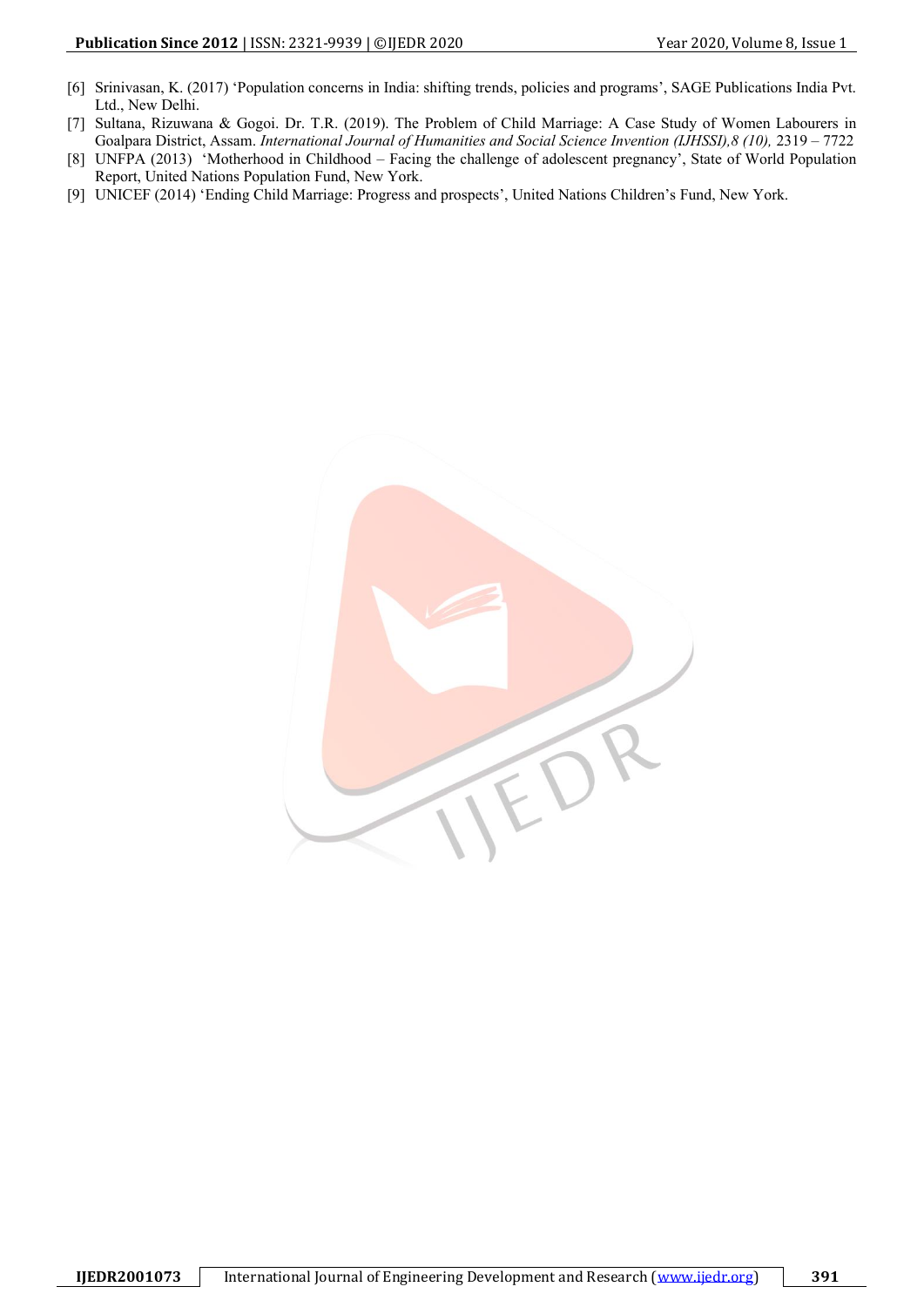[6] Srinivasan, K. (2017) 'Population concerns in India: shifting trends, policies and programs', SAGE Publications India Pvt. Ltd., New Delhi.

[7] Sultana, Rizuwana & Gogoi. Dr. T.R. (2019). The Problem of Child Marriage: A Case Study of Women Labourers in Goalpara District, Assam. *International Journal of Humanities and Social Science Invention (IJHSSI),8 (10),* 2319 – 7722

[8] UNFPA (2013) 'Motherhood in Childhood – Facing the challenge of adolescent pregnancy', State of World Population Report, United Nations Population Fund, New York.

[9] UNICEF (2014) 'Ending Child Marriage: Progress and prospects', United Nations Children's Fund, New York.